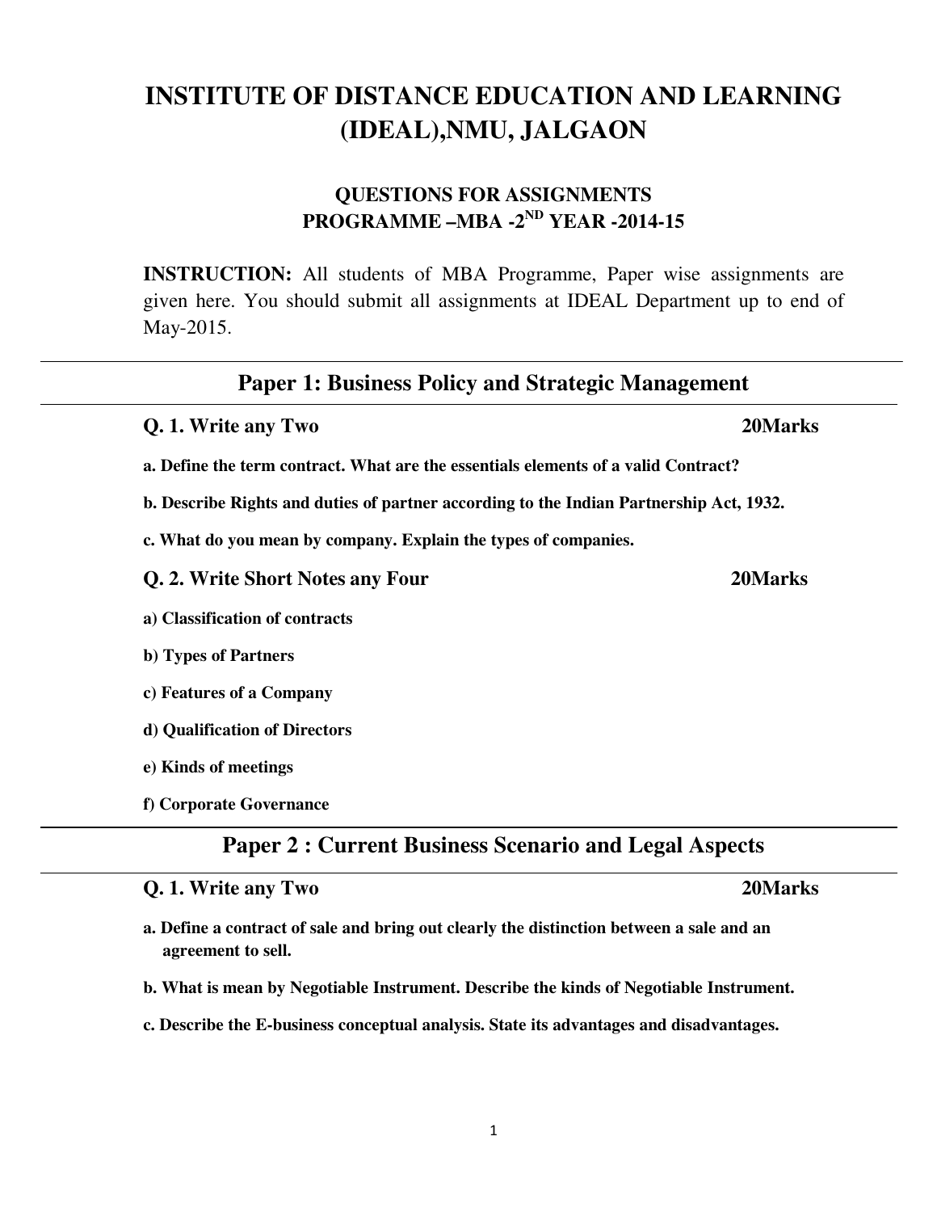# INSTITUTE OF DISTANCE EDUCATION AND LEARNING (IDEAL),NMU, JALGAON

## QUESTIONS FOR ASSIGNMENTS
## PROGRAMME –MBA -2ND YEAR -2014-15

**INSTRUCTION:** All students of MBA Programme, Paper wise assignments are given here. You should submit all assignments at IDEAL Department up to end of May-2015.

---

## Paper 1: Business Policy and Strategic Management

---

**Q. 1. Write any Two** **20Marks**

**a. Define the term contract. What are the essentials elements of a valid Contract?**

**b. Describe Rights and duties of partner according to the Indian Partnership Act, 1932.**

**c. What do you mean by company. Explain the types of companies.**

**Q. 2. Write Short Notes any Four** **20Marks**

**a) Classification of contracts**

**b) Types of Partners**

**c) Features of a Company**

**d) Qualification of Directors**

**e) Kinds of meetings**

**f) Corporate Governance**

---

## Paper 2 : Current Business Scenario and Legal Aspects

---

**Q. 1. Write any Two** **20Marks**

**a. Define a contract of sale and bring out clearly the distinction between a sale and an agreement to sell.**

**b. What is mean by Negotiable Instrument. Describe the kinds of Negotiable Instrument.**

**c. Describe the E-business conceptual analysis. State its advantages and disadvantages.**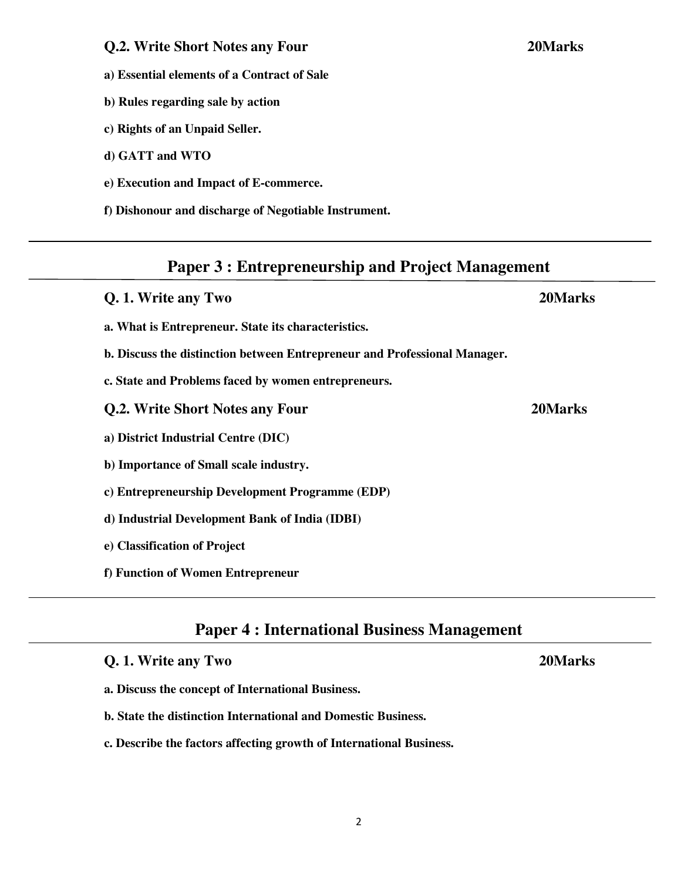**Q.2. Write Short Notes any Four** **20Marks**

**a) Essential elements of a Contract of Sale**

**b) Rules regarding sale by action**

**c) Rights of an Unpaid Seller.**

**d) GATT and WTO**

**e) Execution and Impact of E-commerce.**

**f) Dishonour and discharge of Negotiable Instrument.**

---

## Paper 3 : Entrepreneurship and Project Management

**Q. 1. Write any Two** **20Marks**

**a. What is Entrepreneur. State its characteristics.**

**b. Discuss the distinction between Entrepreneur and Professional Manager.**

**c. State and Problems faced by women entrepreneurs.**

**Q.2. Write Short Notes any Four** **20Marks**

**a) District Industrial Centre (DIC)**

**b) Importance of Small scale industry.**

**c) Entrepreneurship Development Programme (EDP)**

**d) Industrial Development Bank of India (IDBI)**

**e) Classification of Project**

**f) Function of Women Entrepreneur**

---

## Paper 4 : International Business Management

**Q. 1. Write any Two** **20Marks**

**a. Discuss the concept of International Business.**

**b. State the distinction International and Domestic Business.**

**c. Describe the factors affecting growth of International Business.**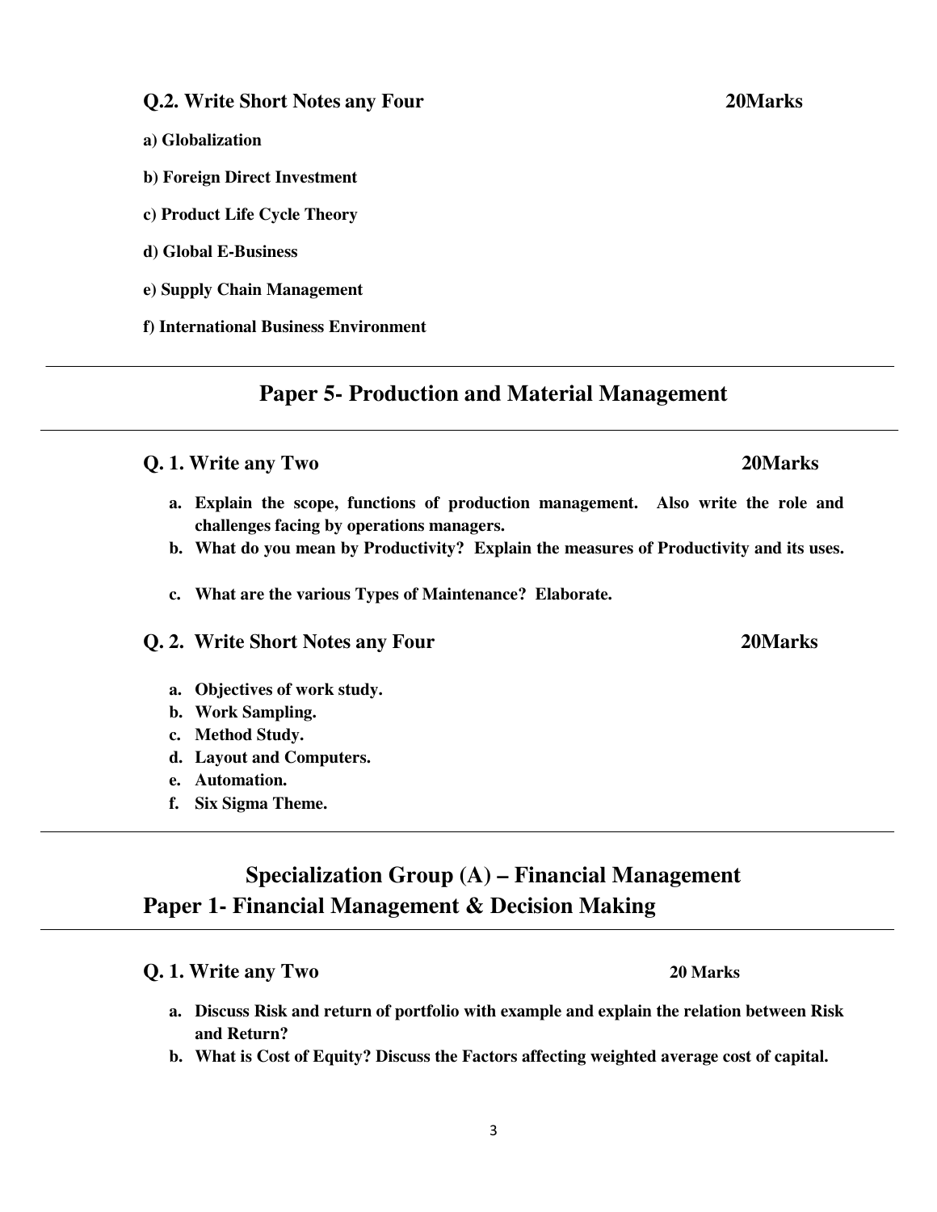**Q.2. Write Short Notes any Four** **20Marks**

**a) Globalization**

**b) Foreign Direct Investment**

**c) Product Life Cycle Theory**

**d) Global E-Business**

**e) Supply Chain Management**

**f) International Business Environment**

---

## Paper 5- Production and Material Management

---

**Q. 1. Write any Two** **20Marks**

a. **Explain the scope, functions of production management. Also write the role and challenges facing by operations managers.**
b. **What do you mean by Productivity? Explain the measures of Productivity and its uses.**
c. **What are the various Types of Maintenance? Elaborate.**

**Q. 2. Write Short Notes any Four** **20Marks**

a. **Objectives of work study.**
b. **Work Sampling.**
c. **Method Study.**
d. **Layout and Computers.**
e. **Automation.**
f. **Six Sigma Theme.**

---

## Specialization Group (A) – Financial Management

## Paper 1- Financial Management & Decision Making

---

**Q. 1. Write any Two** **20 Marks**

a. **Discuss Risk and return of portfolio with example and explain the relation between Risk and Return?**
b. **What is Cost of Equity? Discuss the Factors affecting weighted average cost of capital.**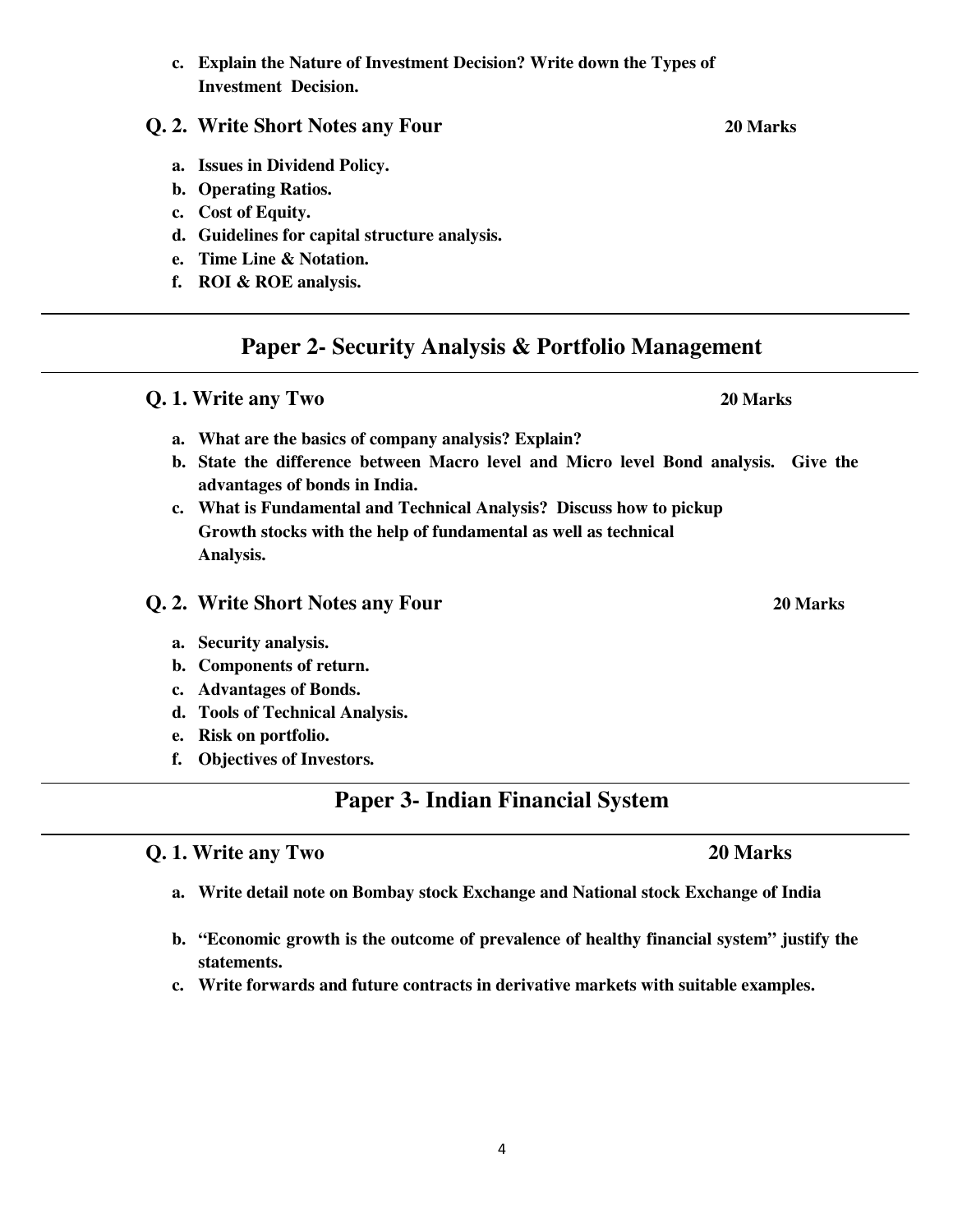c. **Explain the Nature of Investment Decision? Write down the Types of Investment Decision.**

**Q. 2. Write Short Notes any Four** **20 Marks**

a. **Issues in Dividend Policy.**
b. **Operating Ratios.**
c. **Cost of Equity.**
d. **Guidelines for capital structure analysis.**
e. **Time Line & Notation.**
f. **ROI & ROE analysis.**

---

## Paper 2- Security Analysis & Portfolio Management

**Q. 1. Write any Two** **20 Marks**

a. **What are the basics of company analysis? Explain?**
b. **State the difference between Macro level and Micro level Bond analysis. Give the advantages of bonds in India.**
c. **What is Fundamental and Technical Analysis? Discuss how to pickup Growth stocks with the help of fundamental as well as technical Analysis.**

**Q. 2. Write Short Notes any Four** **20 Marks**

a. **Security analysis.**
b. **Components of return.**
c. **Advantages of Bonds.**
d. **Tools of Technical Analysis.**
e. **Risk on portfolio.**
f. **Objectives of Investors.**

---

## Paper 3- Indian Financial System

**Q. 1. Write any Two** **20 Marks**

a. **Write detail note on Bombay stock Exchange and National stock Exchange of India**

b. **"Economic growth is the outcome of prevalence of healthy financial system" justify the statements.**

c. **Write forwards and future contracts in derivative markets with suitable examples.**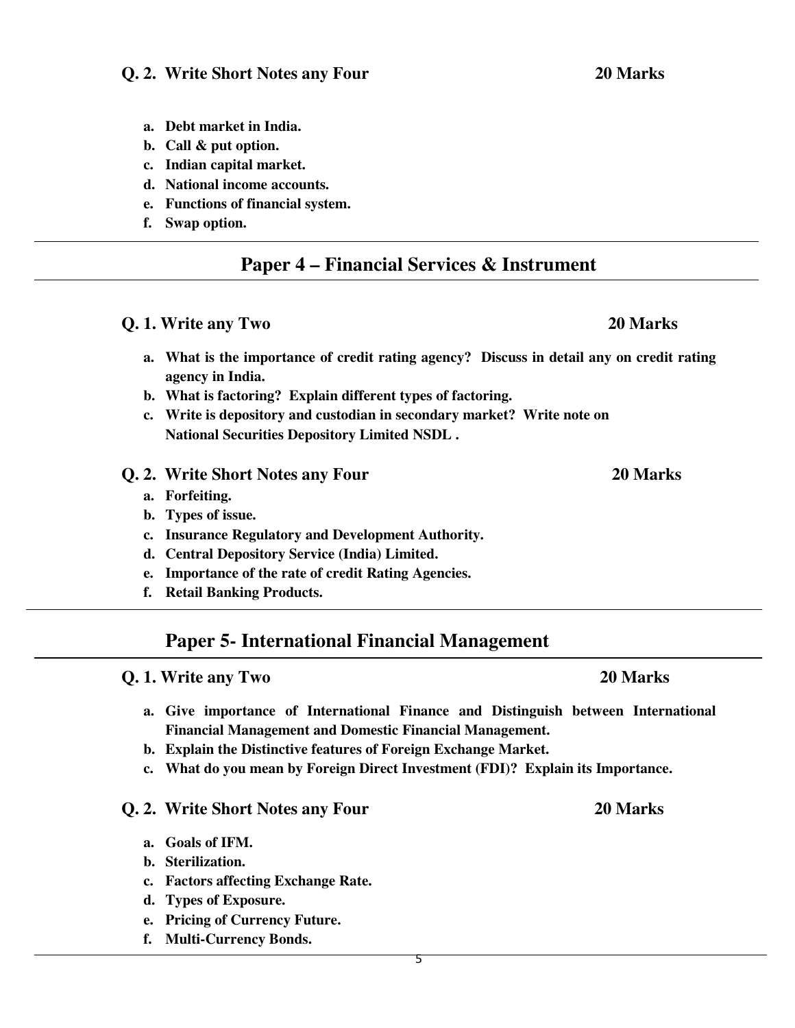**Q. 2. Write Short Notes any Four** **20 Marks**

a. **Debt market in India.**
b. **Call & put option.**
c. **Indian capital market.**
d. **National income accounts.**
e. **Functions of financial system.**
f. **Swap option.**

---

## Paper 4 – Financial Services & Instrument

---

**Q. 1. Write any Two** **20 Marks**

a. **What is the importance of credit rating agency? Discuss in detail any on credit rating agency in India.**
b. **What is factoring? Explain different types of factoring.**
c. **Write is depository and custodian in secondary market? Write note on National Securities Depository Limited NSDL .**

**Q. 2. Write Short Notes any Four** **20 Marks**

a. **Forfeiting.**
b. **Types of issue.**
c. **Insurance Regulatory and Development Authority.**
d. **Central Depository Service (India) Limited.**
e. **Importance of the rate of credit Rating Agencies.**
f. **Retail Banking Products.**

---

## Paper 5- International Financial Management

---

**Q. 1. Write any Two** **20 Marks**

a. **Give importance of International Finance and Distinguish between International Financial Management and Domestic Financial Management.**
b. **Explain the Distinctive features of Foreign Exchange Market.**
c. **What do you mean by Foreign Direct Investment (FDI)? Explain its Importance.**

**Q. 2. Write Short Notes any Four** **20 Marks**

a. **Goals of IFM.**
b. **Sterilization.**
c. **Factors affecting Exchange Rate.**
d. **Types of Exposure.**
e. **Pricing of Currency Future.**
f. **Multi-Currency Bonds.**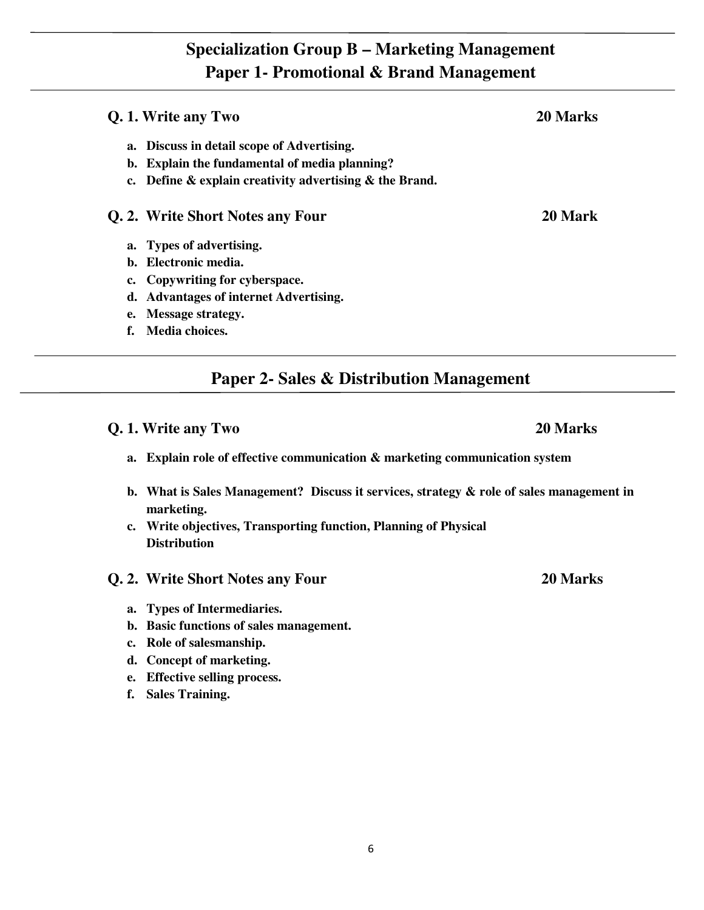## Specialization Group B – Marketing Management
## Paper 1- Promotional & Brand Management

**Q. 1. Write any Two** **20 Marks**

a. **Discuss in detail scope of Advertising.**
b. **Explain the fundamental of media planning?**
c. **Define & explain creativity advertising & the Brand.**

**Q. 2. Write Short Notes any Four** **20 Mark**

a. **Types of advertising.**
b. **Electronic media.**
c. **Copywriting for cyberspace.**
d. **Advantages of internet Advertising.**
e. **Message strategy.**
f. **Media choices.**

## Paper 2- Sales & Distribution Management

**Q. 1. Write any Two** **20 Marks**

a. **Explain role of effective communication & marketing communication system**
b. **What is Sales Management? Discuss it services, strategy & role of sales management in marketing.**
c. **Write objectives, Transporting function, Planning of Physical Distribution**

**Q. 2. Write Short Notes any Four** **20 Marks**

a. **Types of Intermediaries.**
b. **Basic functions of sales management.**
c. **Role of salesmanship.**
d. **Concept of marketing.**
e. **Effective selling process.**
f. **Sales Training.**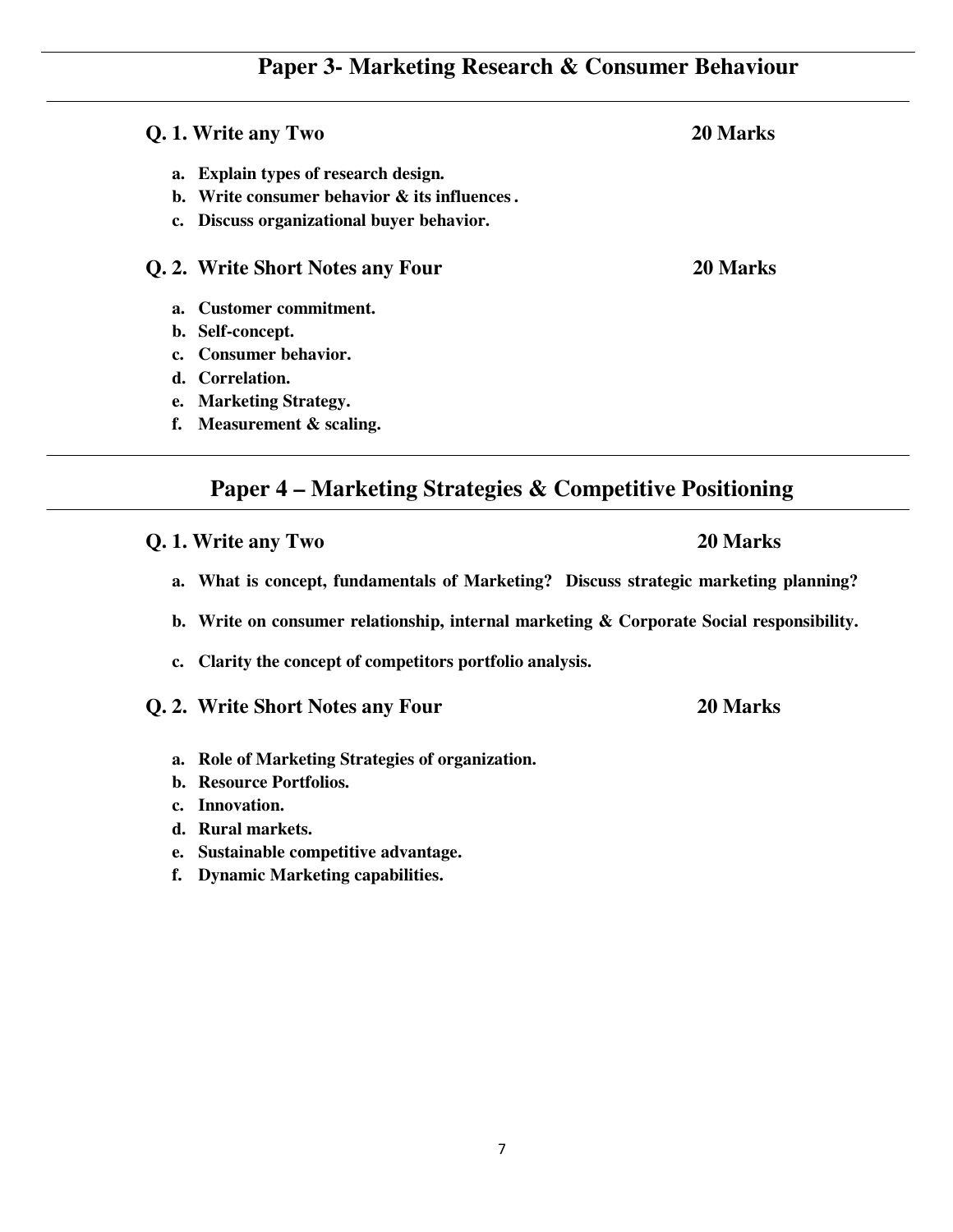## Paper 3- Marketing Research & Consumer Behaviour

**Q. 1. Write any Two** **20 Marks**

a. **Explain types of research design.**
b. **Write consumer behavior & its influences .**
c. **Discuss organizational buyer behavior.**

**Q. 2. Write Short Notes any Four** **20 Marks**

a. **Customer commitment.**
b. **Self-concept.**
c. **Consumer behavior.**
d. **Correlation.**
e. **Marketing Strategy.**
f. **Measurement & scaling.**

## Paper 4 – Marketing Strategies & Competitive Positioning

**Q. 1. Write any Two** **20 Marks**

a. **What is concept, fundamentals of Marketing? Discuss strategic marketing planning?**

b. **Write on consumer relationship, internal marketing & Corporate Social responsibility.**

c. **Clarity the concept of competitors portfolio analysis.**

**Q. 2. Write Short Notes any Four** **20 Marks**

a. **Role of Marketing Strategies of organization.**
b. **Resource Portfolios.**
c. **Innovation.**
d. **Rural markets.**
e. **Sustainable competitive advantage.**
f. **Dynamic Marketing capabilities.**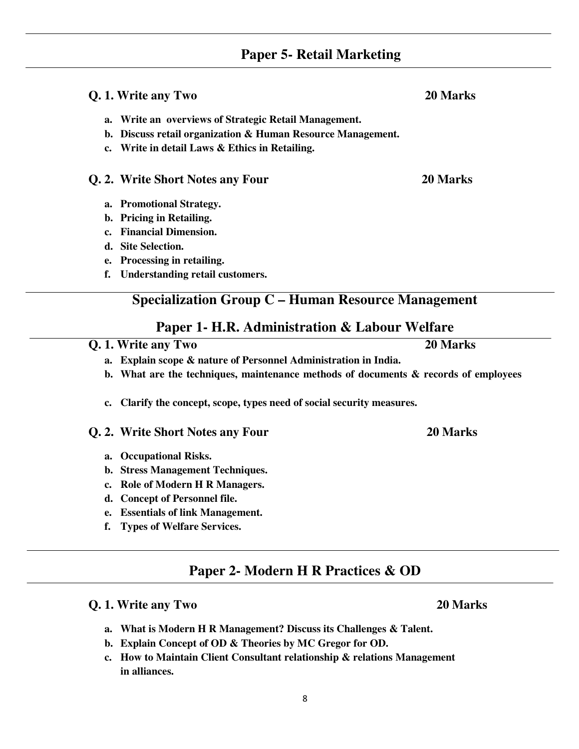## Paper 5- Retail Marketing

**Q. 1. Write any Two** **20 Marks**

a. **Write an overviews of Strategic Retail Management.**
b. **Discuss retail organization & Human Resource Management.**
c. **Write in detail Laws & Ethics in Retailing.**

**Q. 2. Write Short Notes any Four** **20 Marks**

a. **Promotional Strategy.**
b. **Pricing in Retailing.**
c. **Financial Dimension.**
d. **Site Selection.**
e. **Processing in retailing.**
f. **Understanding retail customers.**

## Specialization Group C – Human Resource Management

## Paper 1- H.R. Administration & Labour Welfare

**Q. 1. Write any Two** **20 Marks**

a. **Explain scope & nature of Personnel Administration in India.**
b. **What are the techniques, maintenance methods of documents & records of employees**
c. **Clarify the concept, scope, types need of social security measures.**

**Q. 2. Write Short Notes any Four** **20 Marks**

a. **Occupational Risks.**
b. **Stress Management Techniques.**
c. **Role of Modern H R Managers.**
d. **Concept of Personnel file.**
e. **Essentials of link Management.**
f. **Types of Welfare Services.**

## Paper 2- Modern H R Practices & OD

**Q. 1. Write any Two** **20 Marks**

a. **What is Modern H R Management? Discuss its Challenges & Talent.**
b. **Explain Concept of OD & Theories by MC Gregor for OD.**
c. **How to Maintain Client Consultant relationship & relations Management in alliances.**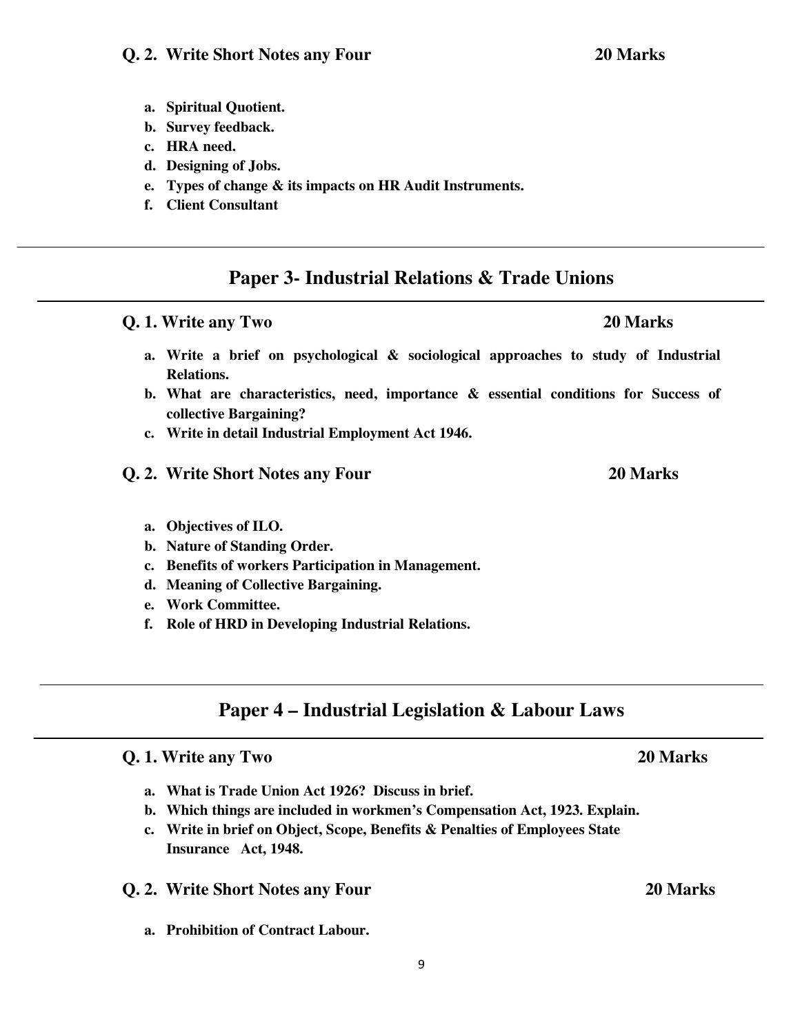**Q. 2. Write Short Notes any Four** **20 Marks**

a. Spiritual Quotient.
b. Survey feedback.
c. HRA need.
d. Designing of Jobs.
e. Types of change & its impacts on HR Audit Instruments.
f. Client Consultant

---

## Paper 3- Industrial Relations & Trade Unions

**Q. 1. Write any Two** **20 Marks**

a. Write a brief on psychological & sociological approaches to study of Industrial Relations.
b. What are characteristics, need, importance & essential conditions for Success of collective Bargaining?
c. Write in detail Industrial Employment Act 1946.

**Q. 2. Write Short Notes any Four** **20 Marks**

a. Objectives of ILO.
b. Nature of Standing Order.
c. Benefits of workers Participation in Management.
d. Meaning of Collective Bargaining.
e. Work Committee.
f. Role of HRD in Developing Industrial Relations.

---

## Paper 4 – Industrial Legislation & Labour Laws

**Q. 1. Write any Two** **20 Marks**

a. What is Trade Union Act 1926? Discuss in brief.
b. Which things are included in workmen's Compensation Act, 1923. Explain.
c. Write in brief on Object, Scope, Benefits & Penalties of Employees State Insurance Act, 1948.

**Q. 2. Write Short Notes any Four** **20 Marks**

a. Prohibition of Contract Labour.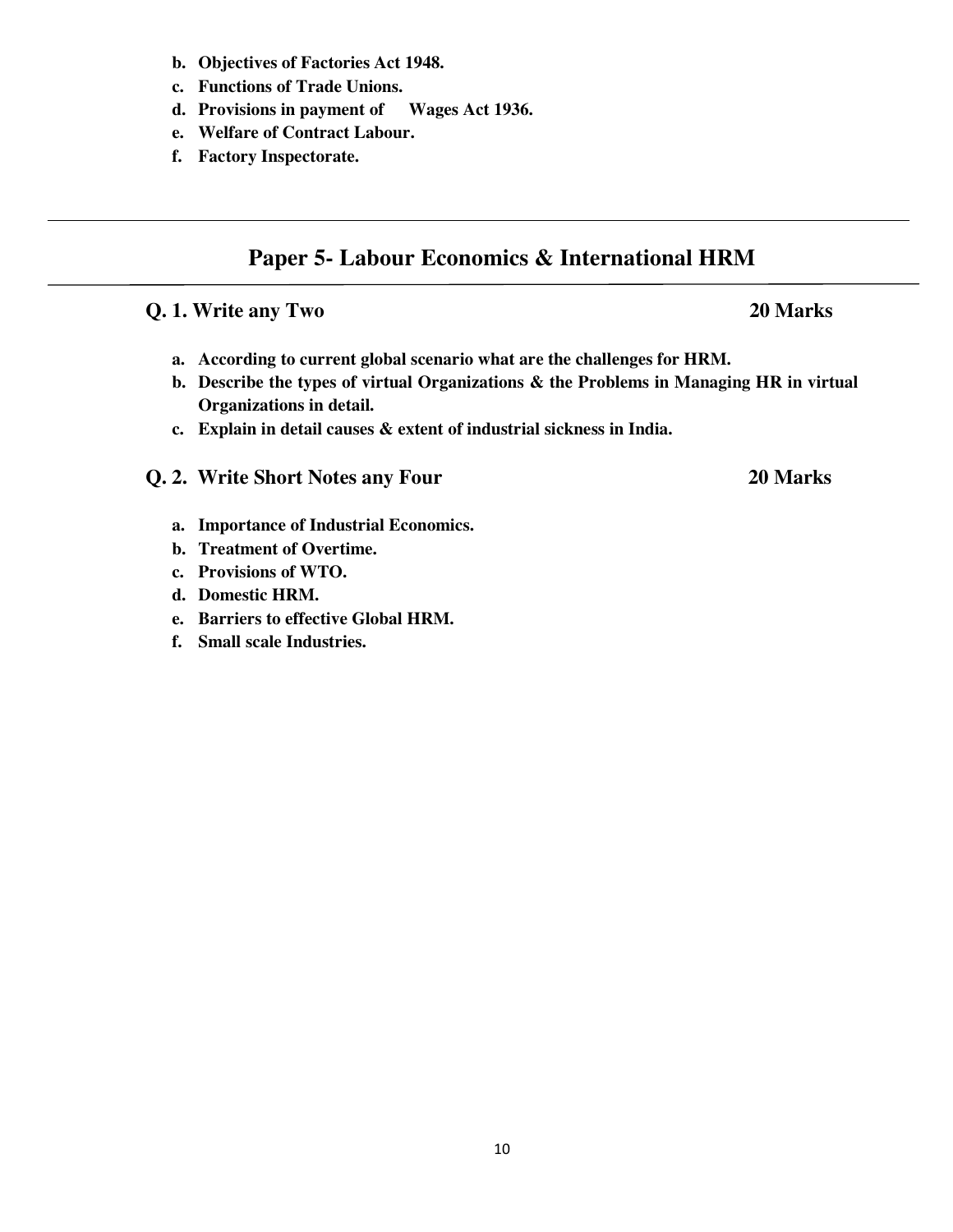- **b. Objectives of Factories Act 1948.**
- **c. Functions of Trade Unions.**
- **d. Provisions in payment of Wages Act 1936.**
- **e. Welfare of Contract Labour.**
- **f. Factory Inspectorate.**

---

## Paper 5- Labour Economics & International HRM

---

### Q. 1. Write any Two — 20 Marks

- **a. According to current global scenario what are the challenges for HRM.**
- **b. Describe the types of virtual Organizations & the Problems in Managing HR in virtual Organizations in detail.**
- **c. Explain in detail causes & extent of industrial sickness in India.**

### Q. 2. Write Short Notes any Four — 20 Marks

- **a. Importance of Industrial Economics.**
- **b. Treatment of Overtime.**
- **c. Provisions of WTO.**
- **d. Domestic HRM.**
- **e. Barriers to effective Global HRM.**
- **f. Small scale Industries.**